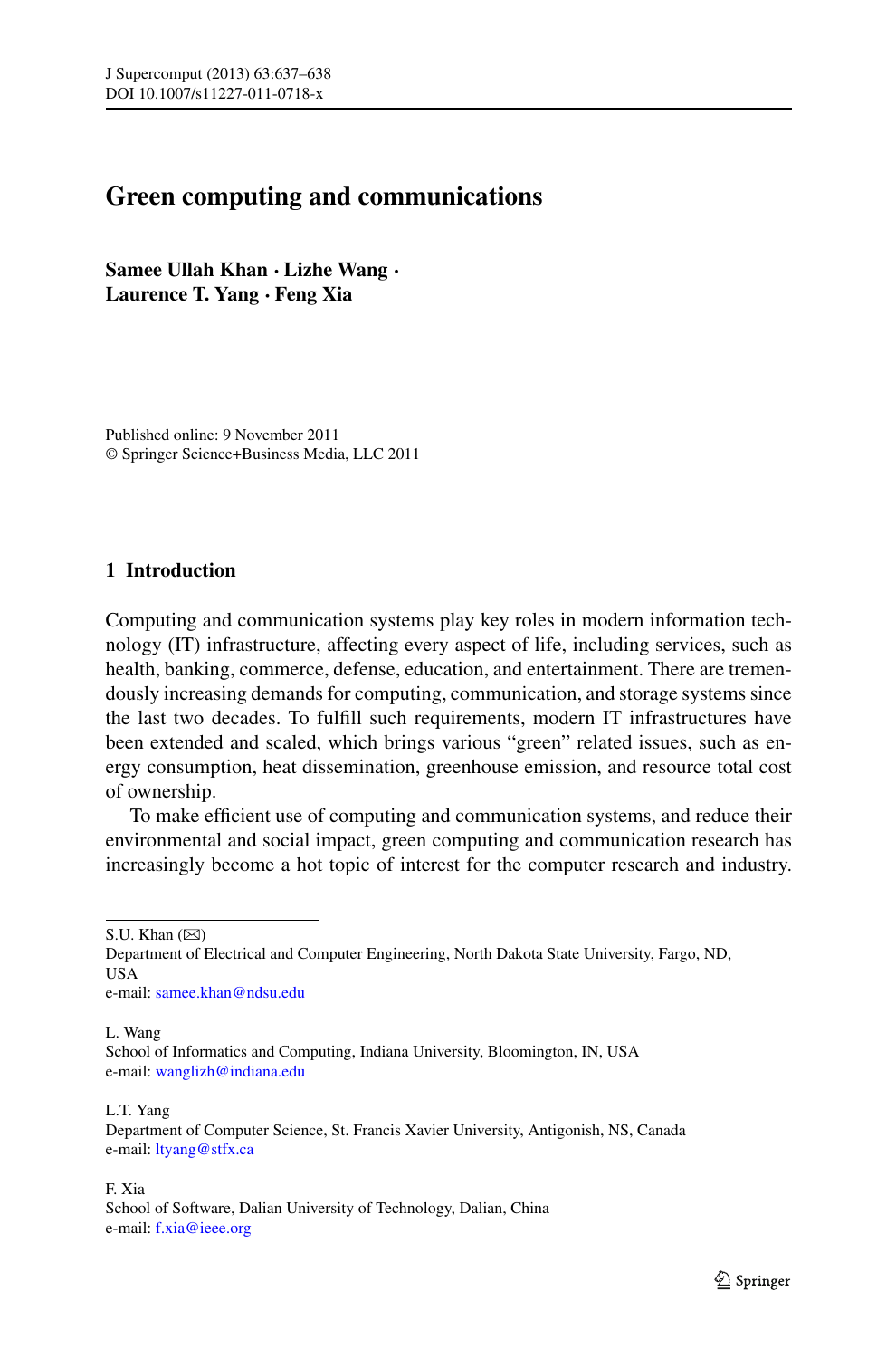# Green computing and communications

**Samee Ullah Khan · Lizhe Wang · Laurence T. Yang · Feng Xia**

Published online: 9 November 2011
© Springer Science+Business Media, LLC 2011

## 1 Introduction

Computing and communication systems play key roles in modern information technology (IT) infrastructure, affecting every aspect of life, including services, such as health, banking, commerce, defense, education, and entertainment. There are tremendously increasing demands for computing, communication, and storage systems since the last two decades. To fulfill such requirements, modern IT infrastructures have been extended and scaled, which brings various "green" related issues, such as energy consumption, heat dissemination, greenhouse emission, and resource total cost of ownership.

To make efficient use of computing and communication systems, and reduce their environmental and social impact, green computing and communication research has increasingly become a hot topic of interest for the computer research and industry.

---

S.U. Khan (✉)
Department of Electrical and Computer Engineering, North Dakota State University, Fargo, ND, USA
e-mail: samee.khan@ndsu.edu

L. Wang
School of Informatics and Computing, Indiana University, Bloomington, IN, USA
e-mail: wanglizh@indiana.edu

L.T. Yang
Department of Computer Science, St. Francis Xavier University, Antigonish, NS, Canada
e-mail: ltyang@stfx.ca

F. Xia
School of Software, Dalian University of Technology, Dalian, China
e-mail: f.xia@ieee.org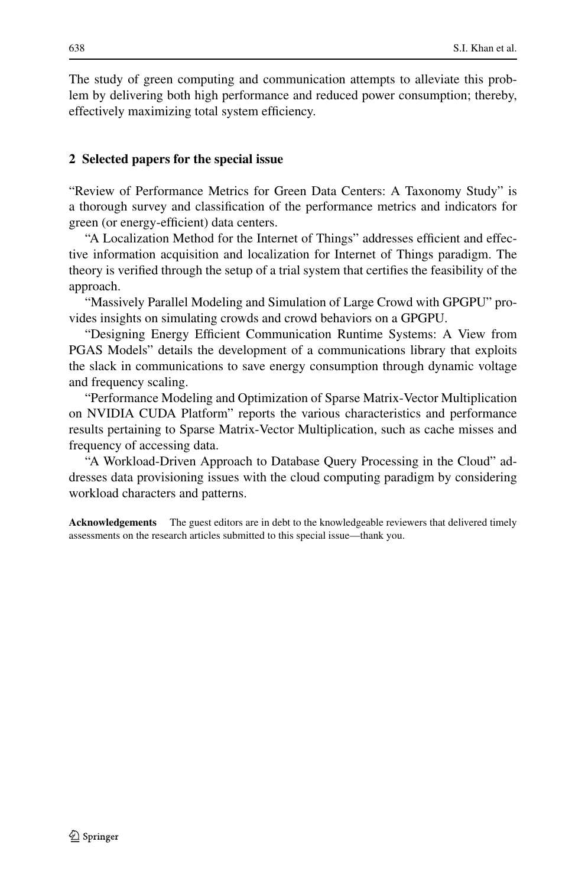The study of green computing and communication attempts to alleviate this problem by delivering both high performance and reduced power consumption; thereby, effectively maximizing total system efficiency.

## 2 Selected papers for the special issue

"Review of Performance Metrics for Green Data Centers: A Taxonomy Study" is a thorough survey and classification of the performance metrics and indicators for green (or energy-efficient) data centers.

"A Localization Method for the Internet of Things" addresses efficient and effective information acquisition and localization for Internet of Things paradigm. The theory is verified through the setup of a trial system that certifies the feasibility of the approach.

"Massively Parallel Modeling and Simulation of Large Crowd with GPGPU" provides insights on simulating crowds and crowd behaviors on a GPGPU.

"Designing Energy Efficient Communication Runtime Systems: A View from PGAS Models" details the development of a communications library that exploits the slack in communications to save energy consumption through dynamic voltage and frequency scaling.

"Performance Modeling and Optimization of Sparse Matrix-Vector Multiplication on NVIDIA CUDA Platform" reports the various characteristics and performance results pertaining to Sparse Matrix-Vector Multiplication, such as cache misses and frequency of accessing data.

"A Workload-Driven Approach to Database Query Processing in the Cloud" addresses data provisioning issues with the cloud computing paradigm by considering workload characters and patterns.

**Acknowledgements** The guest editors are in debt to the knowledgeable reviewers that delivered timely assessments on the research articles submitted to this special issue—thank you.